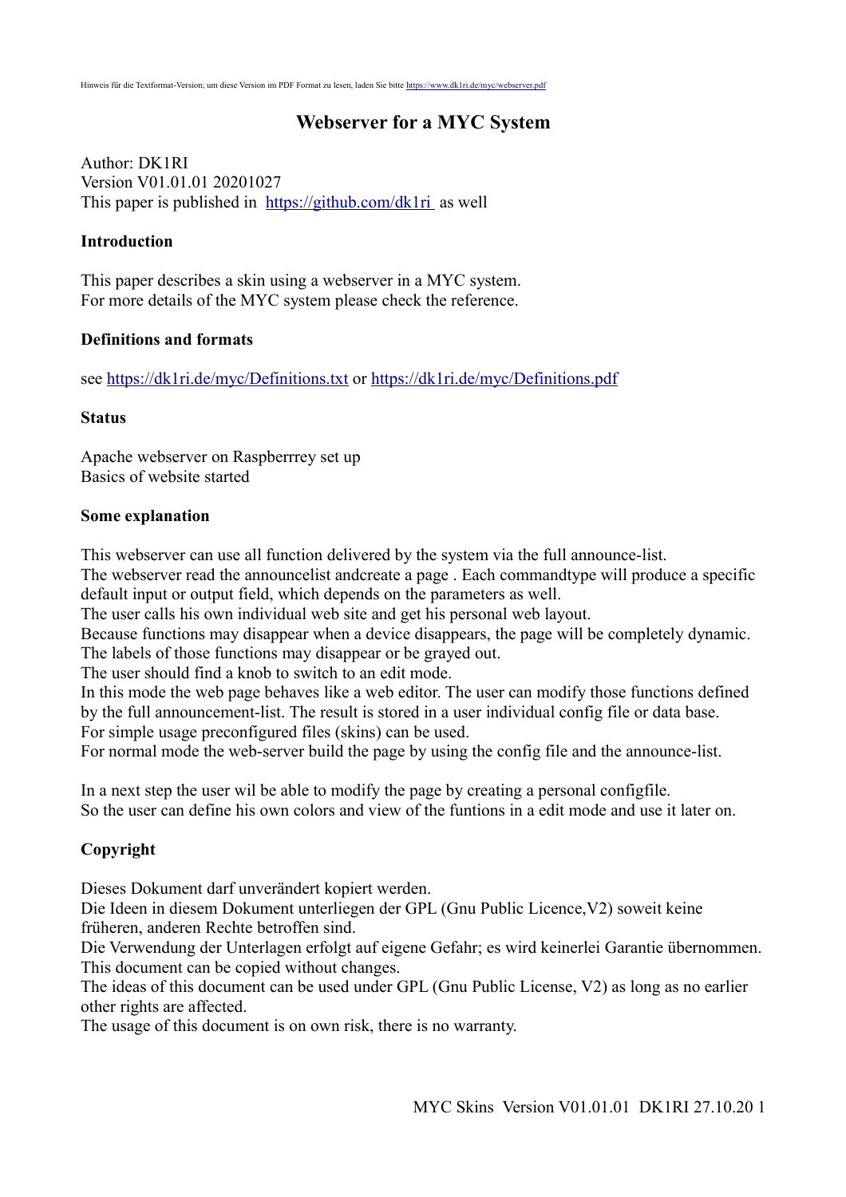Hinweis für die Textformat-Version; um diese Version im PDF Format zu lesen, laden Sie bitte https://www.dk1ri.de/myc/webserver.pdf

# Webserver for a MYC System

Author: DK1RI
Version V01.01.01 20201027
This paper is published in https://github.com/dk1ri as well

## Introduction

This paper describes a skin using a webserver in a MYC system.
For more details of the MYC system please check the reference.

## Definitions and formats

see https://dk1ri.de/myc/Definitions.txt or https://dk1ri.de/myc/Definitions.pdf

## Status

Apache webserver on Raspberrrey set up
Basics of website started

## Some explanation

This webserver can use all function delivered by the system via the full announce-list.
The webserver read the announcelist andcreate a page . Each commandtype will produce a specific default input or output field, which depends on the parameters as well.
The user calls his own individual web site and get his personal web layout.
Because functions may disappear when a device disappears, the page will be completely dynamic.
The labels of those functions may disappear or be grayed out.
The user should find a knob to switch to an edit mode.
In this mode the web page behaves like a web editor. The user can modify those functions defined by the full announcement-list. The result is stored in a user individual config file or data base.
For simple usage preconfigured files (skins) can be used.
For normal mode the web-server build the page by using the config file and the announce-list.

In a next step the user wil be able to modify the page by creating a personal configfile.
So the user can define his own colors and view of the funtions in a edit mode and use it later on.

## Copyright

Dieses Dokument darf unverändert kopiert werden.
Die Ideen in diesem Dokument unterliegen der GPL (Gnu Public Licence,V2) soweit keine früheren, anderen Rechte betroffen sind.
Die Verwendung der Unterlagen erfolgt auf eigene Gefahr; es wird keinerlei Garantie übernommen.
This document can be copied without changes.
The ideas of this document can be used under GPL (Gnu Public License, V2) as long as no earlier other rights are affected.
The usage of this document is on own risk, there is no warranty.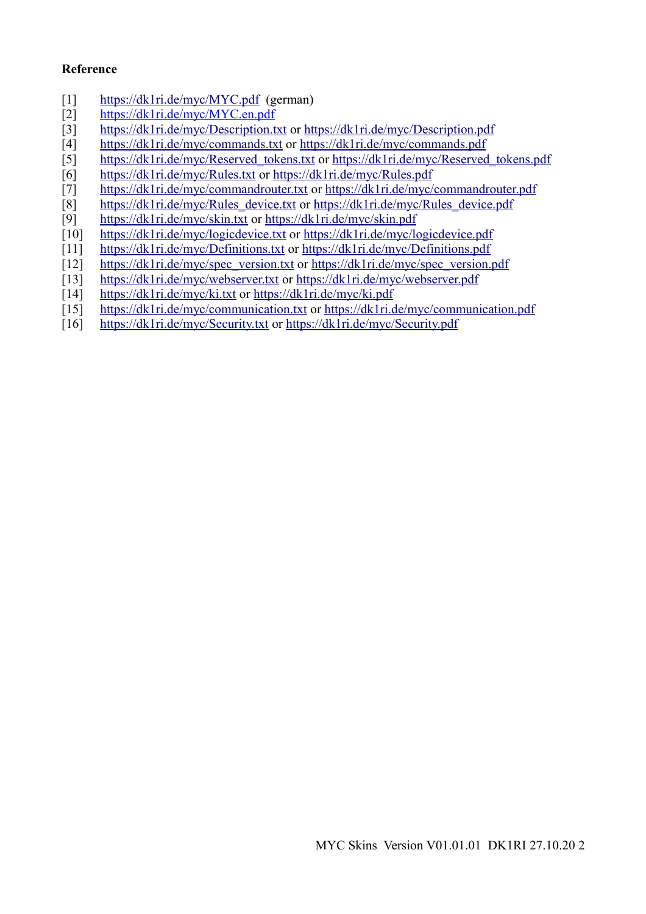**Reference**

[1] https://dk1ri.de/myc/MYC.pdf (german)
[2] https://dk1ri.de/myc/MYC.en.pdf
[3] https://dk1ri.de/myc/Description.txt or https://dk1ri.de/myc/Description.pdf
[4] https://dk1ri.de/myc/commands.txt or https://dk1ri.de/myc/commands.pdf
[5] https://dk1ri.de/myc/Reserved_tokens.txt or https://dk1ri.de/myc/Reserved_tokens.pdf
[6] https://dk1ri.de/myc/Rules.txt or https://dk1ri.de/myc/Rules.pdf
[7] https://dk1ri.de/myc/commandrouter.txt or https://dk1ri.de/myc/commandrouter.pdf
[8] https://dk1ri.de/myc/Rules_device.txt or https://dk1ri.de/myc/Rules_device.pdf
[9] https://dk1ri.de/myc/skin.txt or https://dk1ri.de/myc/skin.pdf
[10] https://dk1ri.de/myc/logicdevice.txt or https://dk1ri.de/myc/logicdevice.pdf
[11] https://dk1ri.de/myc/Definitions.txt or https://dk1ri.de/myc/Definitions.pdf
[12] https://dk1ri.de/myc/spec_version.txt or https://dk1ri.de/myc/spec_version.pdf
[13] https://dk1ri.de/myc/webserver.txt or https://dk1ri.de/myc/webserver.pdf
[14] https://dk1ri.de/myc/ki.txt or https://dk1ri.de/myc/ki.pdf
[15] https://dk1ri.de/myc/communication.txt or https://dk1ri.de/myc/communication.pdf
[16] https://dk1ri.de/myc/Security.txt or https://dk1ri.de/myc/Security.pdf